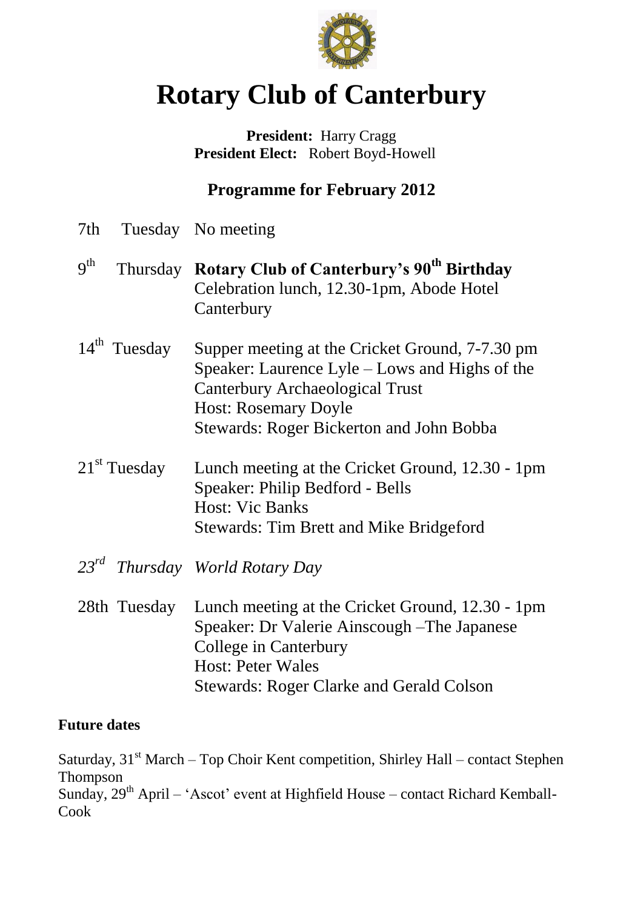# Rotary Club of Canterbury

**President:** Harry Cragg
**President Elect:** Robert Boyd-Howell

## Programme for February 2012

| | | |
|---|---|---|
| 7th | Tuesday | No meeting |
| 9th | Thursday | **Rotary Club of Canterbury's 90th Birthday**<br>Celebration lunch, 12.30-1pm, Abode Hotel Canterbury |
| 14th | Tuesday | Supper meeting at the Cricket Ground, 7-7.30 pm<br>Speaker: Laurence Lyle – Lows and Highs of the Canterbury Archaeological Trust<br>Host: Rosemary Doyle<br>Stewards: Roger Bickerton and John Bobba |
| 21st | Tuesday | Lunch meeting at the Cricket Ground, 12.30 - 1pm<br>Speaker: Philip Bedford - Bells<br>Host: Vic Banks<br>Stewards: Tim Brett and Mike Bridgeford |
| *23rd* | *Thursday* | *World Rotary Day* |
| 28th | Tuesday | Lunch meeting at the Cricket Ground, 12.30 - 1pm<br>Speaker: Dr Valerie Ainscough –The Japanese College in Canterbury<br>Host: Peter Wales<br>Stewards: Roger Clarke and Gerald Colson |

**Future dates**

Saturday, 31st March – Top Choir Kent competition, Shirley Hall – contact Stephen Thompson
Sunday, 29th April – 'Ascot' event at Highfield House – contact Richard Kemball-Cook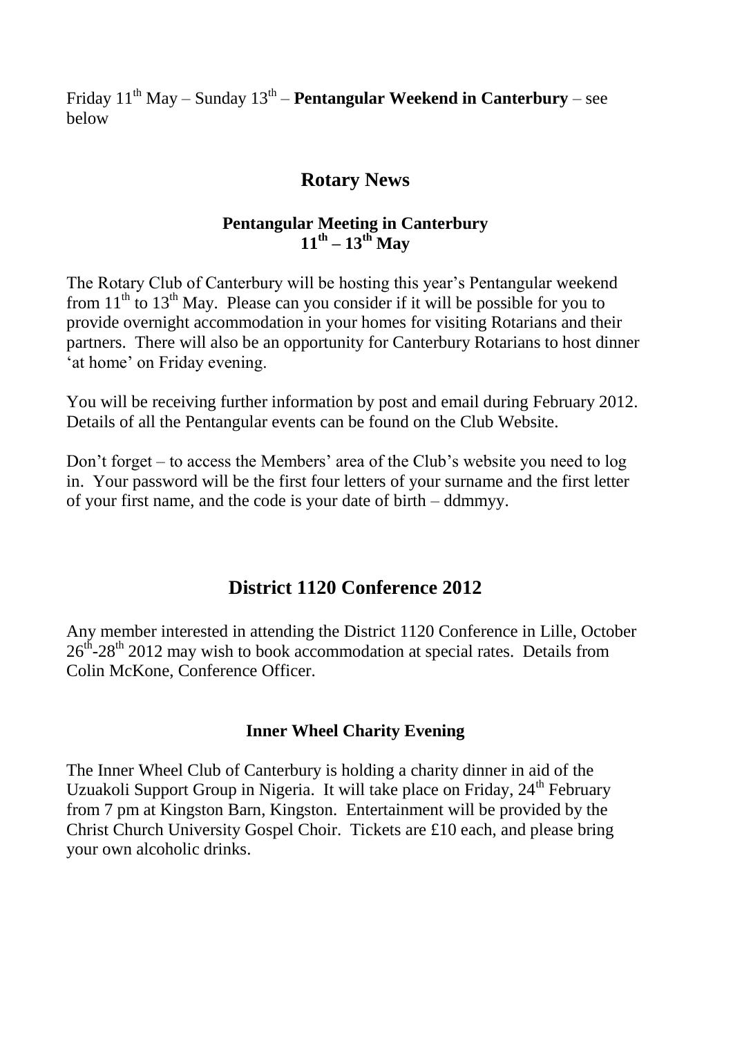Friday 11th May – Sunday 13th – **Pentangular Weekend in Canterbury** – see below

## Rotary News

### Pentangular Meeting in Canterbury 11th – 13th May

The Rotary Club of Canterbury will be hosting this year's Pentangular weekend from 11th to 13th May. Please can you consider if it will be possible for you to provide overnight accommodation in your homes for visiting Rotarians and their partners. There will also be an opportunity for Canterbury Rotarians to host dinner 'at home' on Friday evening.

You will be receiving further information by post and email during February 2012. Details of all the Pentangular events can be found on the Club Website.

Don't forget – to access the Members' area of the Club's website you need to log in. Your password will be the first four letters of your surname and the first letter of your first name, and the code is your date of birth – ddmmyy.

## District 1120 Conference 2012

Any member interested in attending the District 1120 Conference in Lille, October 26th-28th 2012 may wish to book accommodation at special rates. Details from Colin McKone, Conference Officer.

### Inner Wheel Charity Evening

The Inner Wheel Club of Canterbury is holding a charity dinner in aid of the Uzuakoli Support Group in Nigeria. It will take place on Friday, 24th February from 7 pm at Kingston Barn, Kingston. Entertainment will be provided by the Christ Church University Gospel Choir. Tickets are £10 each, and please bring your own alcoholic drinks.